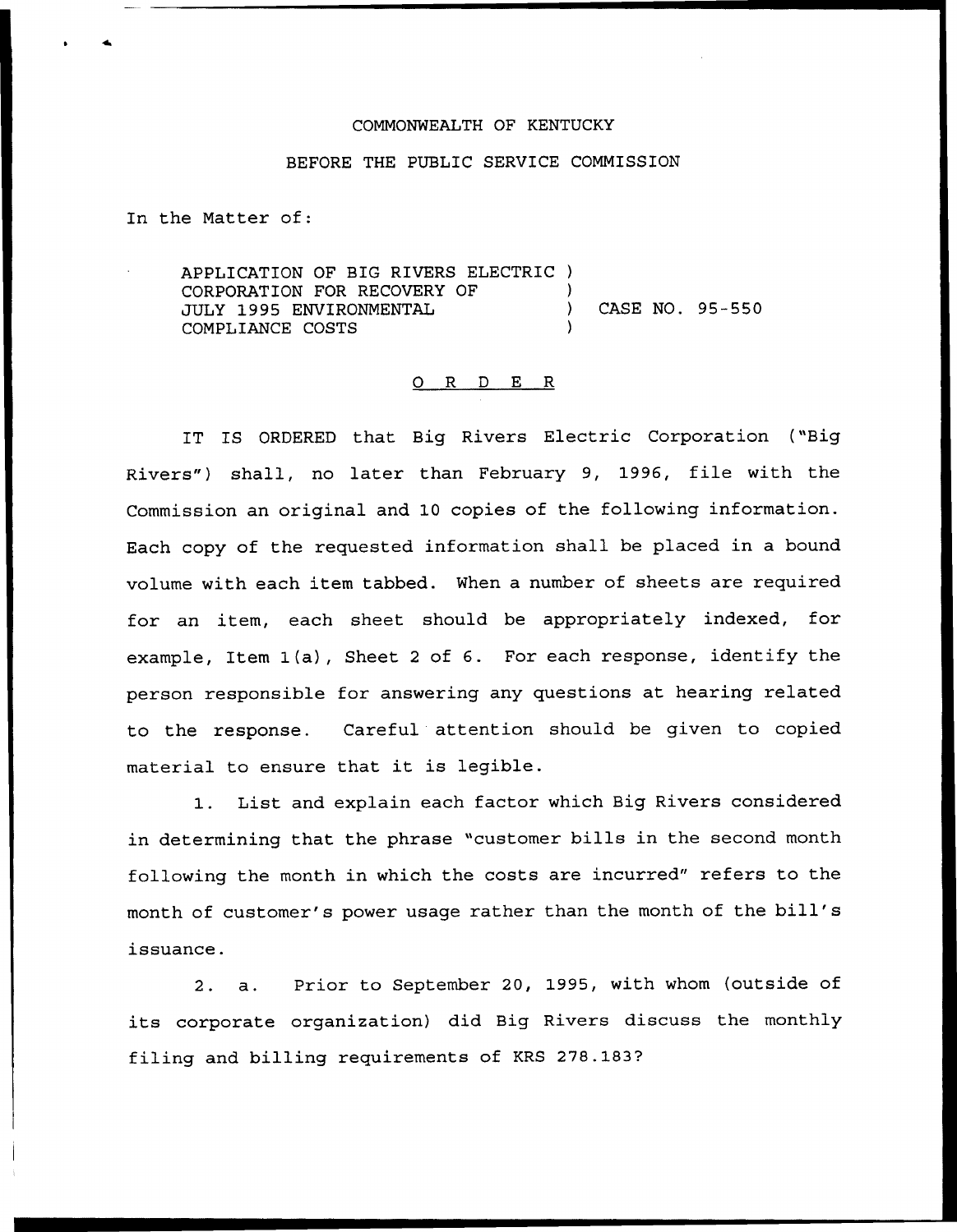COMMONWEALTH OF KENTUCKY

BEFORE THE PUBLIC SERVICE COMMISSION

In the Matter of:

APPLICATION OF BIG RIVERS ELECTRIC CORPORATION FOR RECOVERY OF JULY 1995 ENVIRONMENTAL COMPLIANCE COSTS ) CASE NO. 95-550

O R D E R

IT IS ORDERED that Big Rivers Electric Corporation ("Big Rivers") shall, no later than February 9, 1996, file with the Commission an original and 10 copies of the following information. Each copy of the requested information shall be placed in a bound volume with each item tabbed. When a number of sheets are required for an item, each sheet should be appropriately indexed, for example, Item 1(a), Sheet 2 of 6. For each response, identify the person responsible for answering any questions at hearing related to the response. Careful attention should be given to copied material to ensure that it is legible.

1. List and explain each factor which Big Rivers considered in determining that the phrase "customer bills in the second month following the month in which the costs are incurred" refers to the month of customer's power usage rather than the month of the bill's issuance.

2. a. Prior to September 20, 1995, with whom (outside of its corporate organization) did Big Rivers discuss the monthly filing and billing requirements of KRS 278.183?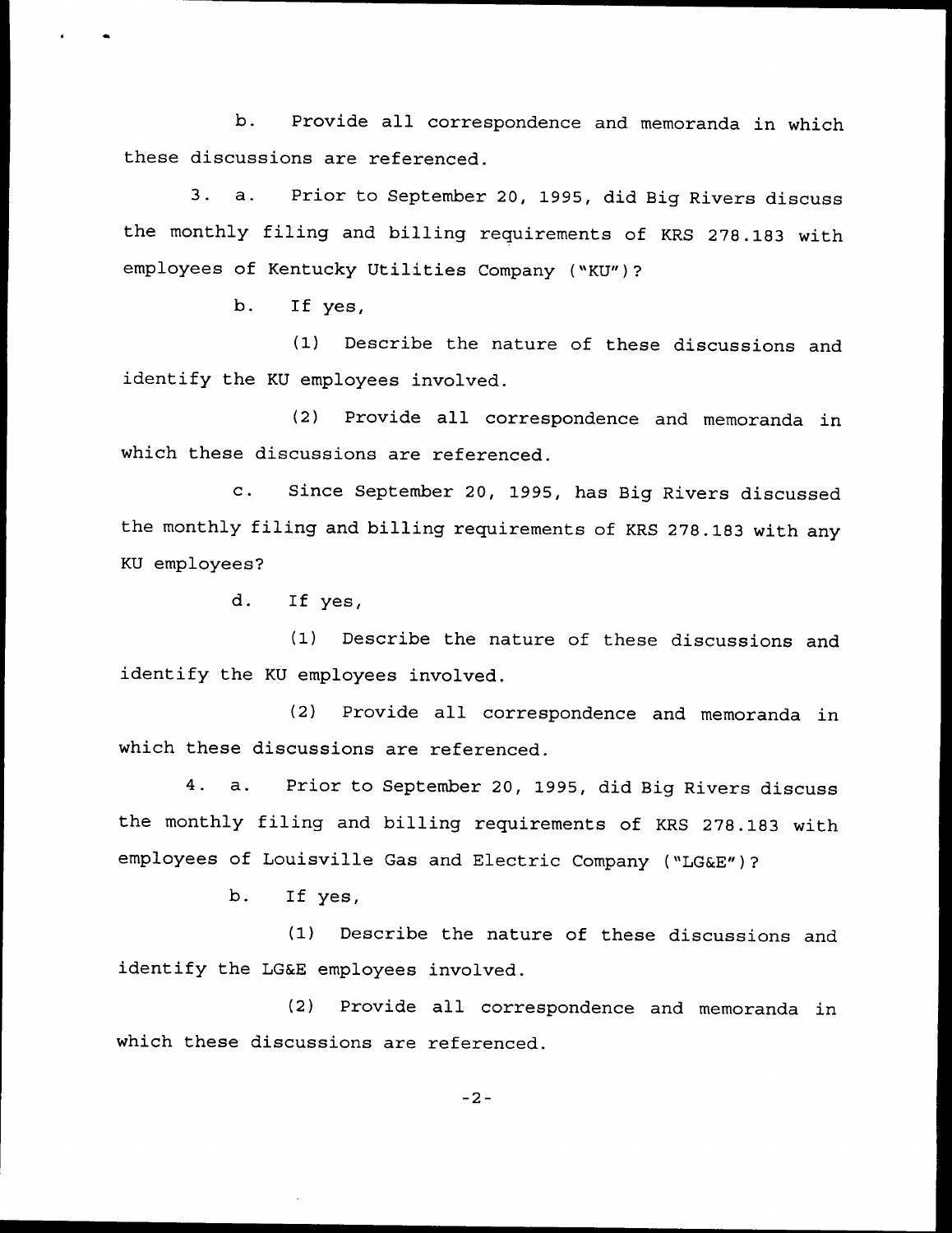b. Provide all correspondence and memoranda in which these discussions are referenced.

3. a. Prior to September 20, 1995, did Big Rivers discuss the monthly filing and billing requirements of KRS 278.183 with employees of Kentucky Utilities Company ("KU")?

b. If yes,

(1) Describe the nature of these discussions and identify the KU employees involved.

(2) Provide all correspondence and memoranda in which these discussions are referenced.

c. Since September 20, 1995, has Big Rivers discussed the monthly filing and billing requirements of KRS 278.183 with any KU employees?

d. If yes,

(1) Describe the nature of these discussions and identify the KU employees involved.

(2) Provide all correspondence and memoranda in which these discussions are referenced.

4. a. Prior to September 20, 1995, did Big Rivers discuss the monthly filing and billing requirements of KRS 278.183 with employees of Louisville Gas and Electric Company ("LG&E")?

b. If yes,

(1) Describe the nature of these discussions and identify the LG&E employees involved.

(2) Provide all correspondence and memoranda in which these discussions are referenced.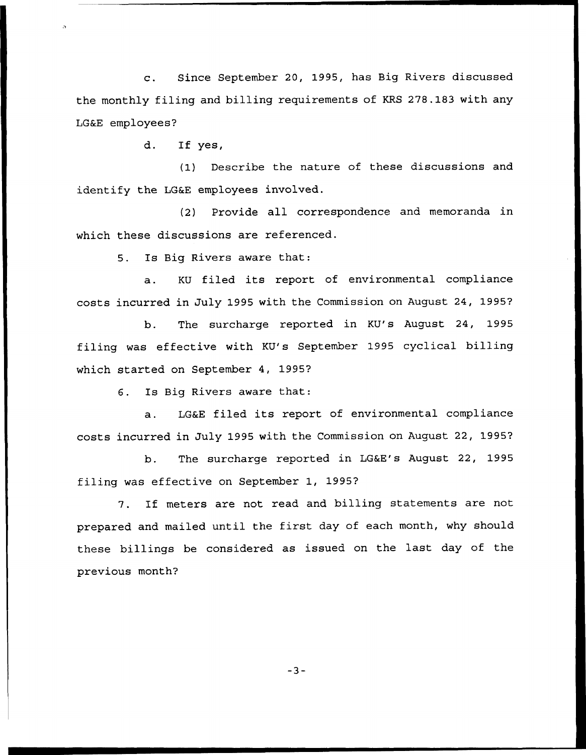c. Since September 20, 1995, has Big Rivers discussed the monthly filing and billing requirements of KRS 278.183 with any LG&E employees?

d. If yes,

(1) Describe the nature of these discussions and identify the LG&E employees involved.

(2) Provide all correspondence and memoranda in which these discussions are referenced.

5. Is Big Rivers aware that:

a. KU filed its report of environmental compliance costs incurred in July 1995 with the Commission on August 24, 1995?

b. The surcharge reported in KU's August 24, 1995 filing was effective with KU's September 1995 cyclical billing which started on September 4, 1995?

6. Is Big Rivers aware that:

a. LG&E filed its report of environmental compliance costs incurred in July 1995 with the Commission on August 22, 1995?

b. The surcharge reported in LG&E's August 22, 1995 filing was effective on September 1, 1995?

7. If meters are not read and billing statements are not prepared and mailed until the first day of each month, why should these billings be considered as issued on the last day of the previous month?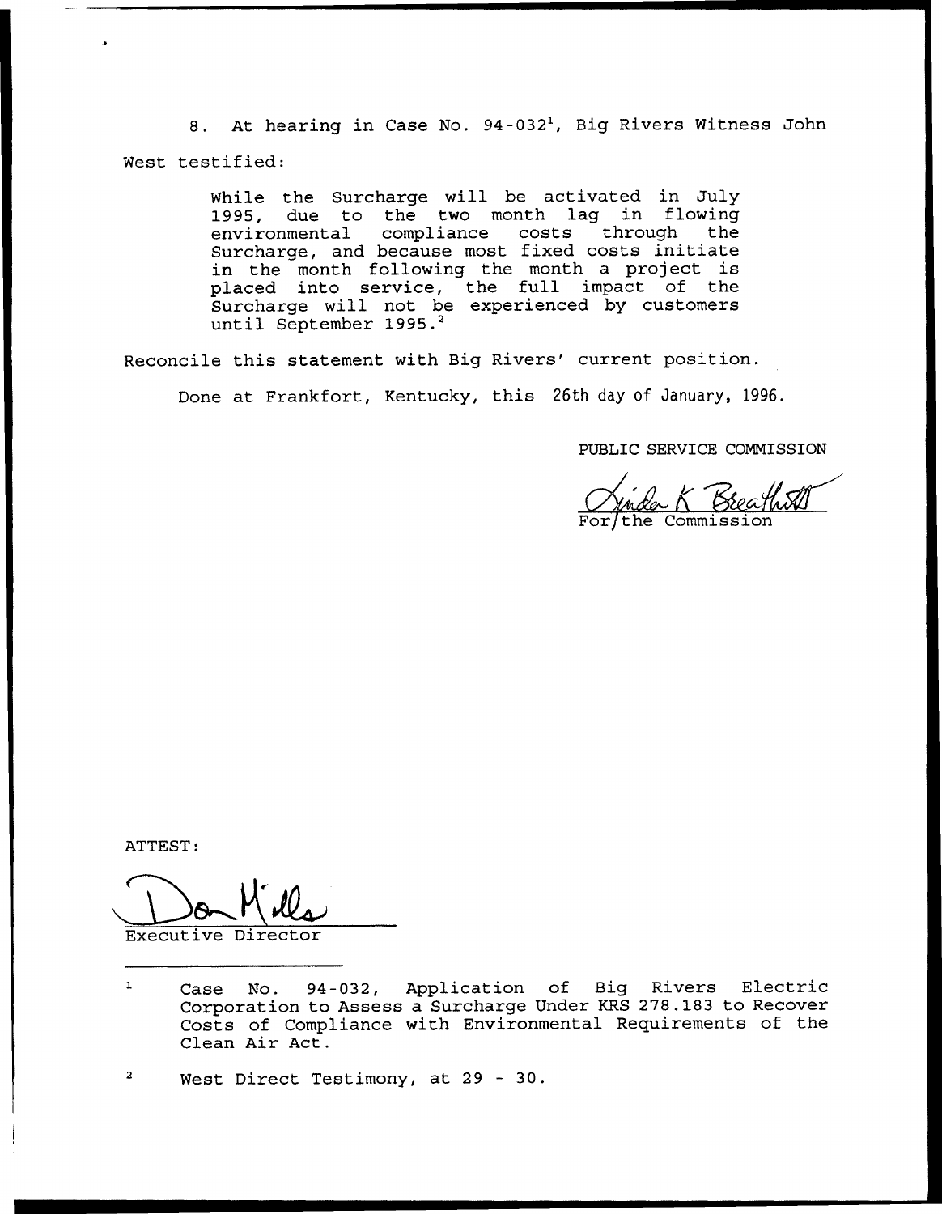8. At hearing in Case No. 94-032[1], Big Rivers Witness John West testified:

> While the Surcharge will be activated in July 1995, due to the two month lag in flowing environmental compliance costs through the Surcharge, and because most fixed costs initiate in the month following the month a project is placed into service, the full impact of the Surcharge will not be experienced by customers until September 1995.[2]

Reconcile this statement with Big Rivers' current position.

Done at Frankfort, Kentucky, this 26th day of January, 1996.

PUBLIC SERVICE COMMISSION

For the Commission

ATTEST:

Executive Director

---

[1] Case No. 94-032, Application of Big Rivers Electric Corporation to Assess a Surcharge Under KRS 278.183 to Recover Costs of Compliance with Environmental Requirements of the Clean Air Act.

[2] West Direct Testimony, at 29 - 30.